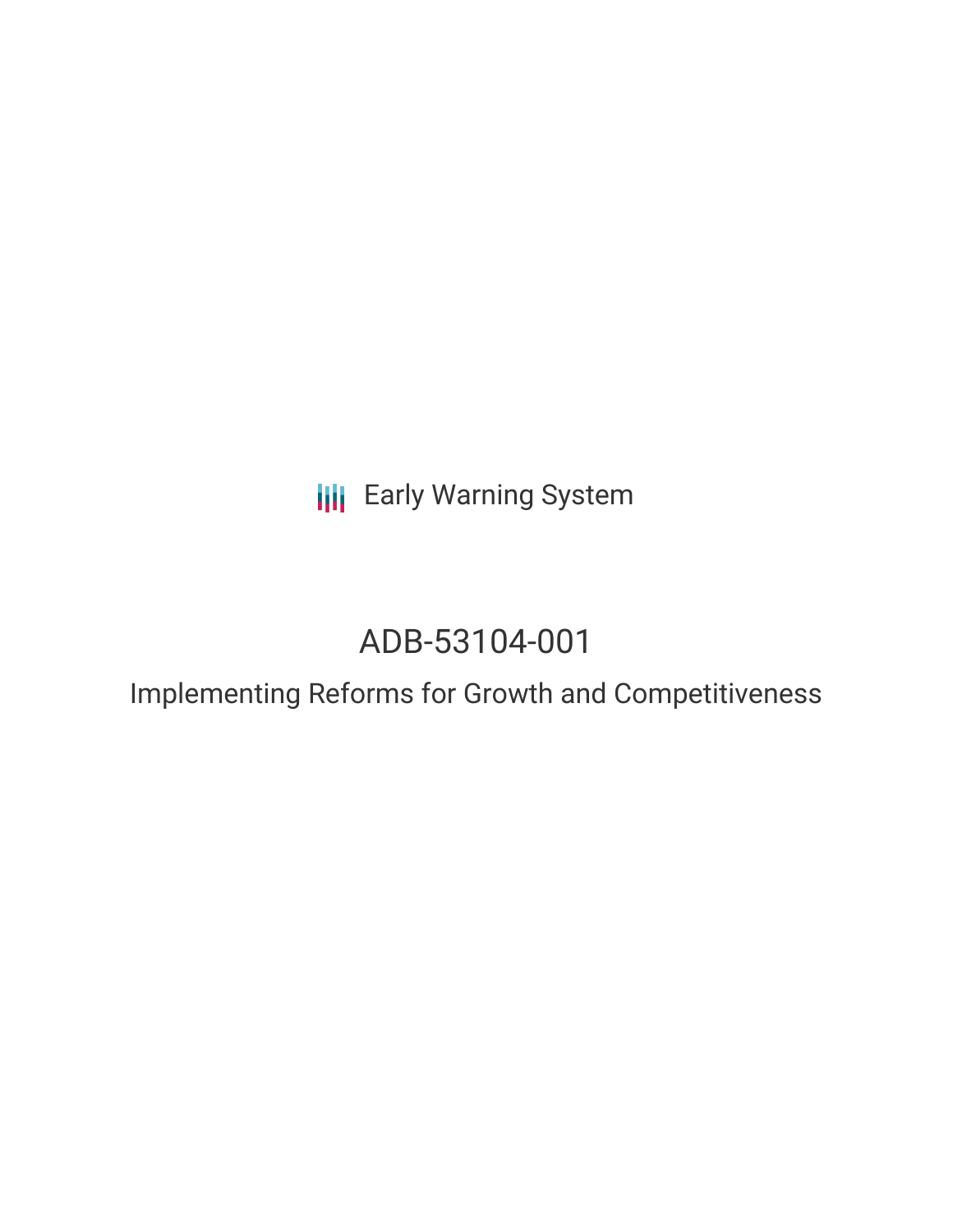Early Warning System

# ADB-53104-001

## Implementing Reforms for Growth and Competitiveness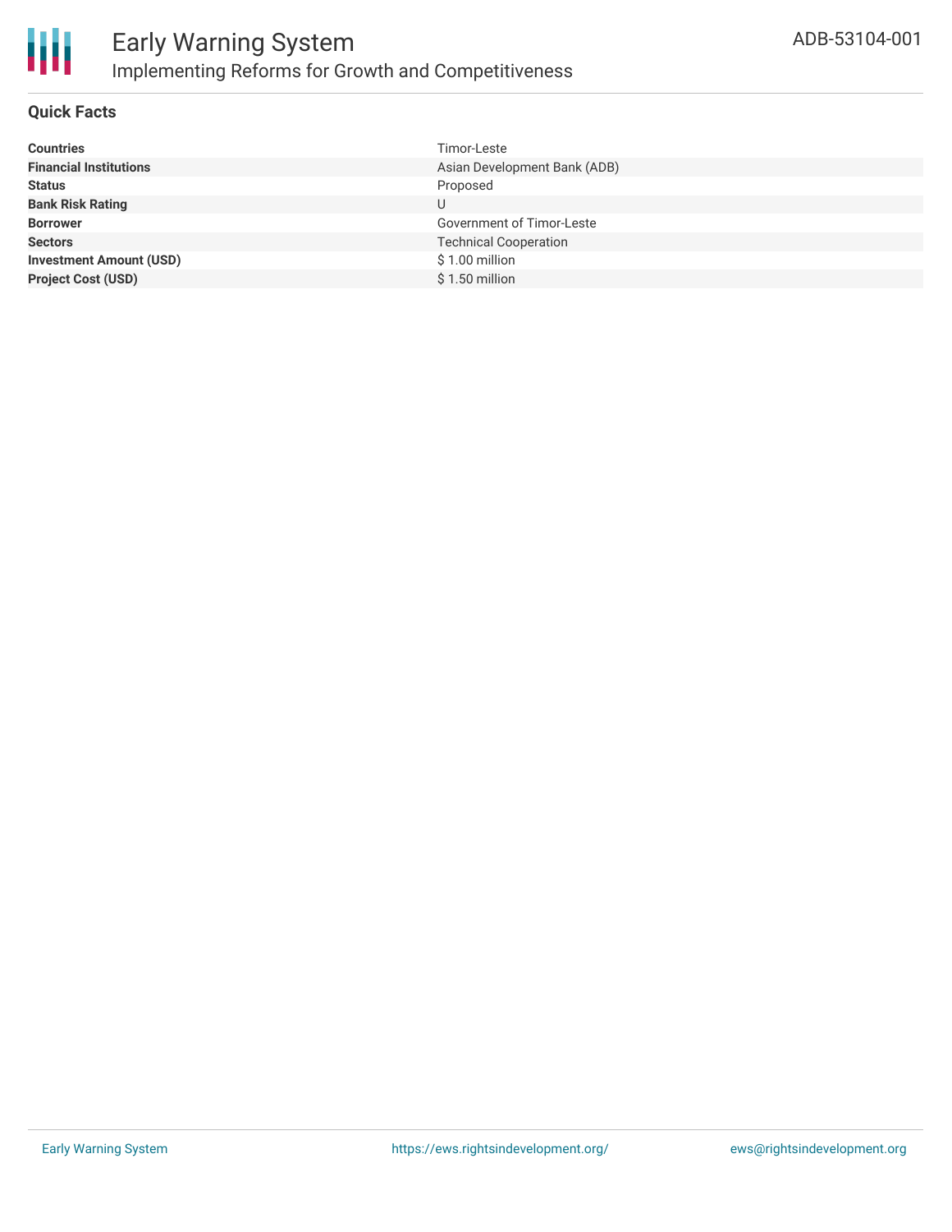# Early Warning System

## Implementing Reforms for Growth and Competitiveness

ADB-53104-001

### Quick Facts

| | |
|---|---|
| **Countries** | Timor-Leste |
| **Financial Institutions** | Asian Development Bank (ADB) |
| **Status** | Proposed |
| **Bank Risk Rating** | U |
| **Borrower** | Government of Timor-Leste |
| **Sectors** | Technical Cooperation |
| **Investment Amount (USD)** | $ 1.00 million |
| **Project Cost (USD)** | $ 1.50 million |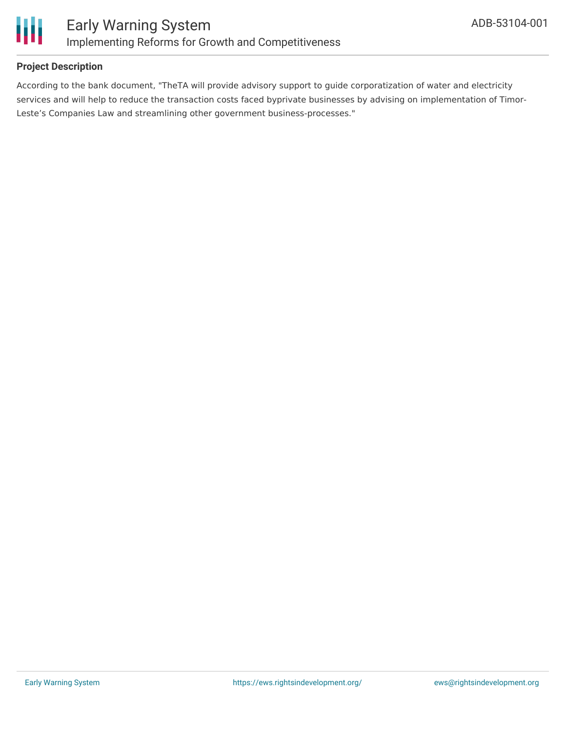### Project Description

According to the bank document, "TheTA will provide advisory support to guide corporatization of water and electricity services and will help to reduce the transaction costs faced byprivate businesses by advising on implementation of Timor-Leste's Companies Law and streamlining other government business-processes."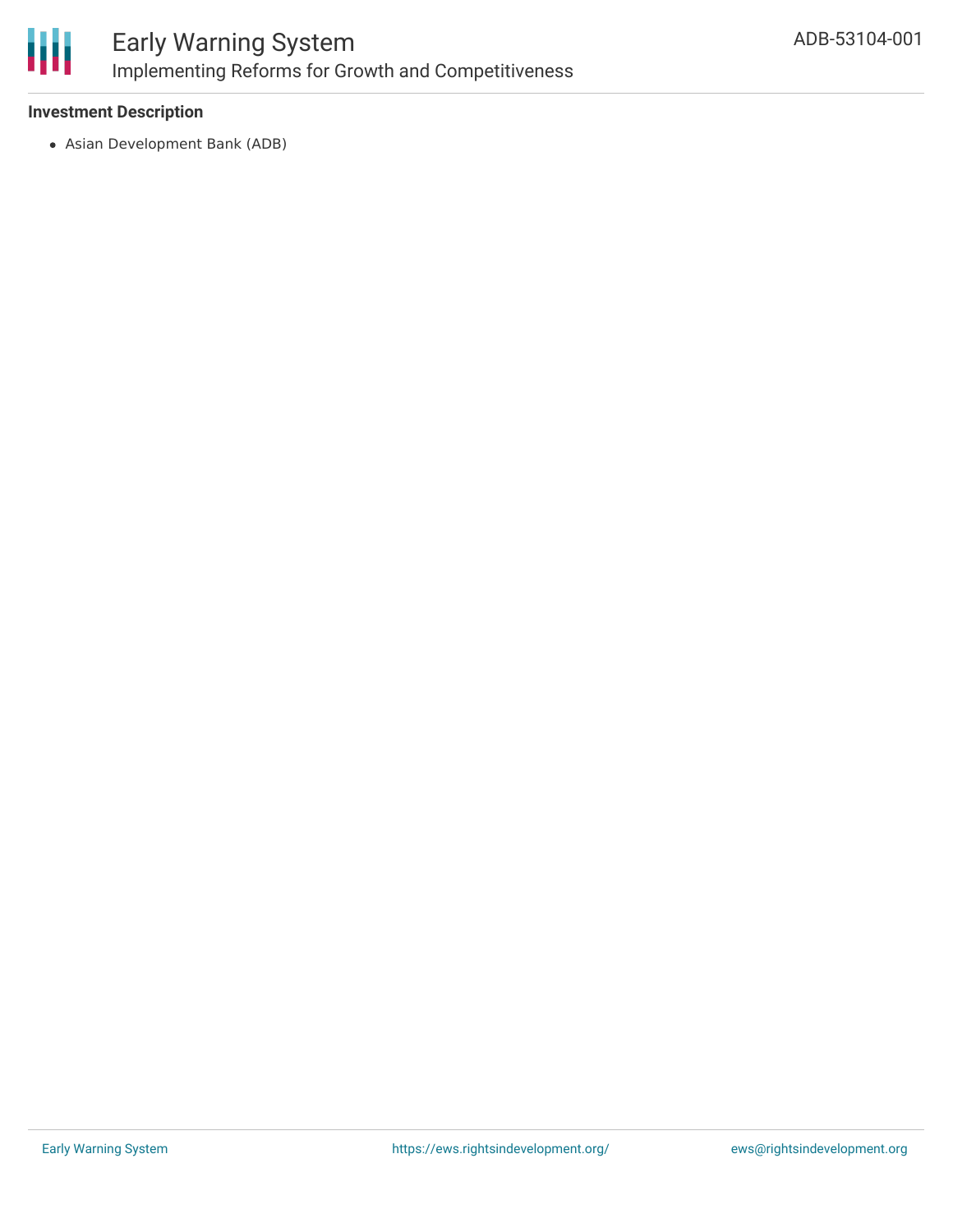**Investment Description**

- Asian Development Bank (ADB)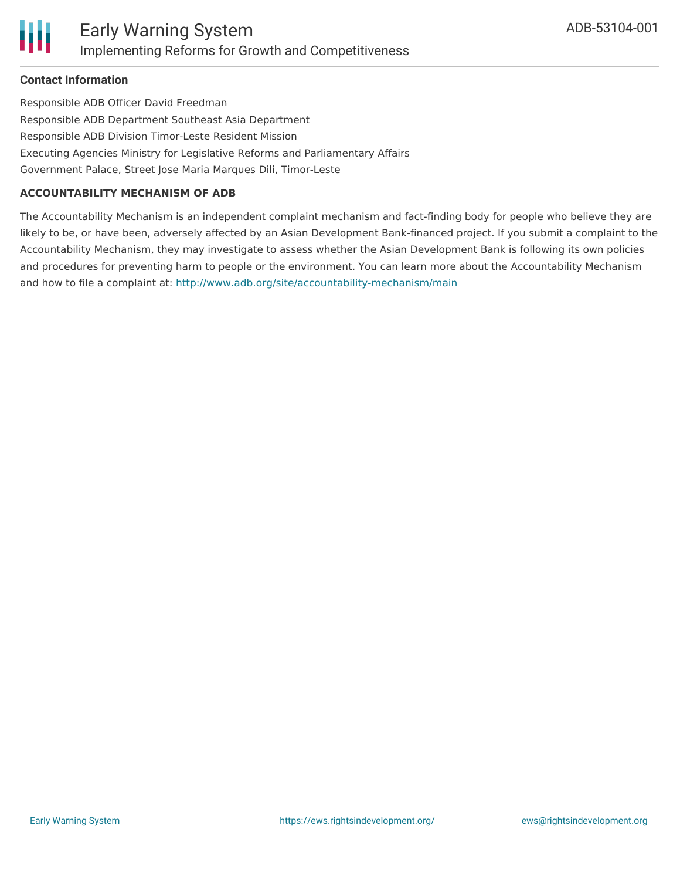### Contact Information

Responsible ADB Officer David Freedman

Responsible ADB Department Southeast Asia Department

Responsible ADB Division Timor-Leste Resident Mission

Executing Agencies Ministry for Legislative Reforms and Parliamentary Affairs

Government Palace, Street Jose Maria Marques Dili, Timor-Leste

#### ACCOUNTABILITY MECHANISM OF ADB

The Accountability Mechanism is an independent complaint mechanism and fact-finding body for people who believe they are likely to be, or have been, adversely affected by an Asian Development Bank-financed project. If you submit a complaint to the Accountability Mechanism, they may investigate to assess whether the Asian Development Bank is following its own policies and procedures for preventing harm to people or the environment. You can learn more about the Accountability Mechanism and how to file a complaint at: http://www.adb.org/site/accountability-mechanism/main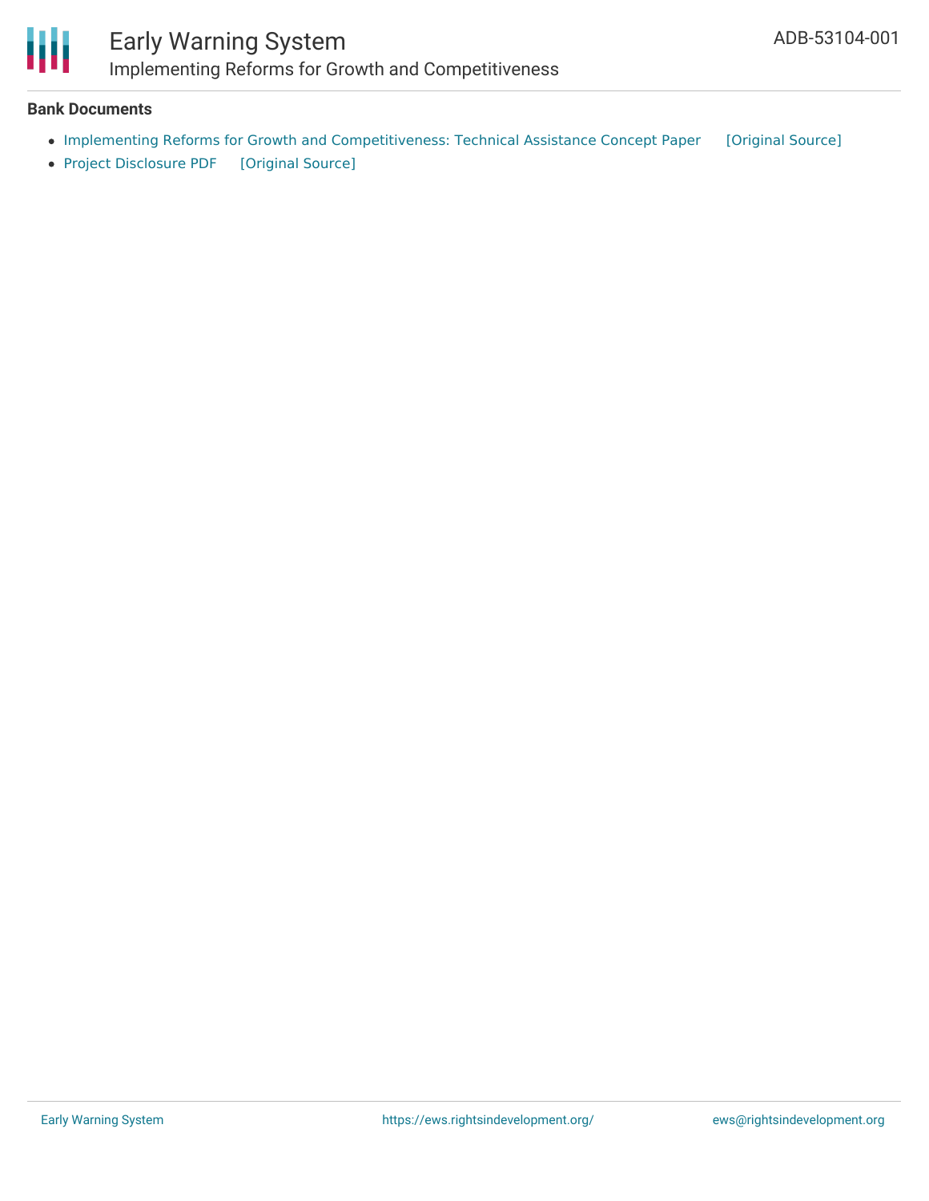**Bank Documents**

- Implementing Reforms for Growth and Competitiveness: Technical Assistance Concept Paper [Original Source]
- Project Disclosure PDF [Original Source]